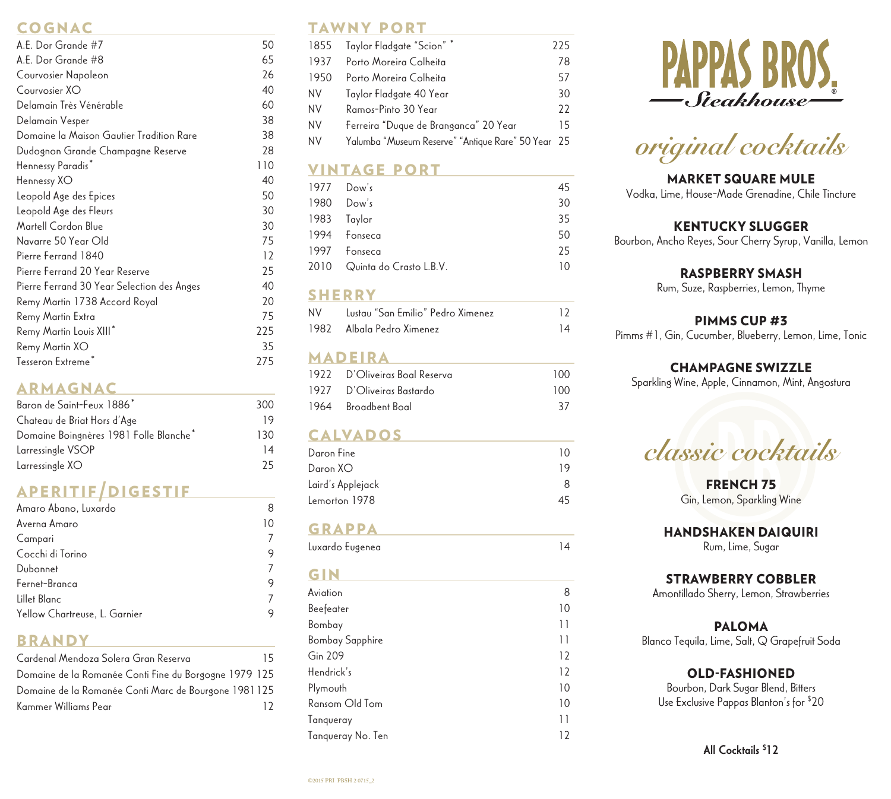## COGNAC

| | |
|---|---|
| A.E. Dor Grande #7 | 50 |
| A.E. Dor Grande #8 | 65 |
| Courvosier Napoleon | 26 |
| Courvosier XO | 40 |
| Delamain Très Vénérable | 60 |
| Delamain Vesper | 38 |
| Domaine la Maison Gautier Tradition Rare | 38 |
| Dudognon Grande Champagne Reserve | 28 |
| Hennessy Paradis* | 110 |
| Hennessy XO | 40 |
| Leopold Age des Epices | 50 |
| Leopold Age des Fleurs | 30 |
| Martell Cordon Blue | 30 |
| Navarre 50 Year Old | 75 |
| Pierre Ferrand 1840 | 12 |
| Pierre Ferrand 20 Year Reserve | 25 |
| Pierre Ferrand 30 Year Selection des Anges | 40 |
| Remy Martin 1738 Accord Royal | 20 |
| Remy Martin Extra | 75 |
| Remy Martin Louis XIII* | 225 |
| Remy Martin XO | 35 |
| Tesseron Extreme* | 275 |

## ARMAGNAC

| | |
|---|---|
| Baron de Saint-Feux 1886* | 300 |
| Chateau de Briat Hors d'Age | 19 |
| Domaine Boingnères 1981 Folle Blanche* | 130 |
| Larressingle VSOP | 14 |
| Larressingle XO | 25 |

## APERITIF/DIGESTIF

| | |
|---|---|
| Amaro Abano, Luxardo | 8 |
| Averna Amaro | 10 |
| Campari | 7 |
| Cocchi di Torino | 9 |
| Dubonnet | 7 |
| Fernet-Branca | 9 |
| Lillet Blanc | 7 |
| Yellow Chartreuse, L. Garnier | 9 |

## BRANDY

| | |
|---|---|
| Cardenal Mendoza Solera Gran Reserva | 15 |
| Domaine de la Romanée Conti Fine du Borgogne 1979 | 125 |
| Domaine de la Romanée Conti Marc de Bourgone 1981 | 125 |
| Kammer Williams Pear | 12 |

## TAWNY PORT

| | | |
|---|---|---|
| 1855 | Taylor Fladgate "Scion" * | 225 |
| 1937 | Porto Moreira Colheita | 78 |
| 1950 | Porto Moreira Colheita | 57 |
| NV | Taylor Fladgate 40 Year | 30 |
| NV | Ramos-Pinto 30 Year | 22 |
| NV | Ferreira "Duque de Branganca" 20 Year | 15 |
| NV | Yalumba "Museum Reserve" "Antique Rare" 50 Year | 25 |

## VINTAGE PORT

| | | |
|---|---|---|
| 1977 | Dow's | 45 |
| 1980 | Dow's | 30 |
| 1983 | Taylor | 35 |
| 1994 | Fonseca | 50 |
| 1997 | Fonseca | 25 |
| 2010 | Quinta do Crasto L.B.V. | 10 |

## SHERRY

| | | |
|---|---|---|
| NV | Lustau "San Emilio" Pedro Ximenez | 12 |
| 1982 | Albala Pedro Ximenez | 14 |

## MADEIRA

| | | |
|---|---|---|
| 1922 | D'Oliveiras Boal Reserva | 100 |
| 1927 | D'Oliveiras Bastardo | 100 |
| 1964 | Broadbent Boal | 37 |

## CALVADOS

| | |
|---|---|
| Daron Fine | 10 |
| Daron XO | 19 |
| Laird's Applejack | 8 |
| Lemorton 1978 | 45 |

## GRAPPA

| | |
|---|---|
| Luxardo Eugenea | 14 |

## GIN

| | |
|---|---|
| Aviation | 8 |
| Beefeater | 10 |
| Bombay | 11 |
| Bombay Sapphire | 11 |
| Gin 209 | 12 |
| Hendrick's | 12 |
| Plymouth | 10 |
| Ransom Old Tom | 10 |
| Tanqueray | 11 |
| Tanqueray No. Ten | 12 |

# PAPPAS BROS. Steakhouse

## *original cocktails*

**MARKET SQUARE MULE**
Vodka, Lime, House-Made Grenadine, Chile Tincture

**KENTUCKY SLUGGER**
Bourbon, Ancho Reyes, Sour Cherry Syrup, Vanilla, Lemon

**RASPBERRY SMASH**
Rum, Suze, Raspberries, Lemon, Thyme

**PIMMS CUP #3**
Pimms #1, Gin, Cucumber, Blueberry, Lemon, Lime, Tonic

**CHAMPAGNE SWIZZLE**
Sparkling Wine, Apple, Cinnamon, Mint, Angostura

## *classic cocktails*

**FRENCH 75**
Gin, Lemon, Sparkling Wine

**HANDSHAKEN DAIQUIRI**
Rum, Lime, Sugar

**STRAWBERRY COBBLER**
Amontillado Sherry, Lemon, Strawberries

**PALOMA**
Blanco Tequila, Lime, Salt, Q Grapefruit Soda

**OLD-FASHIONED**
Bourbon, Dark Sugar Blend, Bitters
Use Exclusive Pappas Blanton's for $20

**All Cocktails $12**

©2015 PRI PBSH 2 0715_2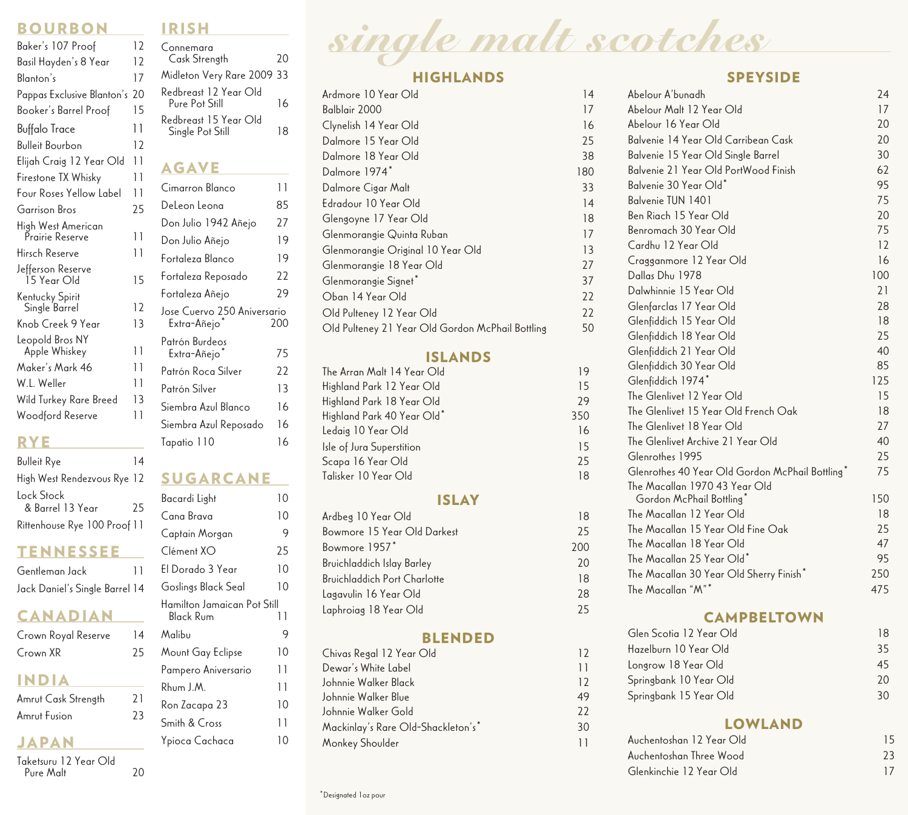## BOURBON

| | |
|---|---|
| Baker's 107 Proof | 12 |
| Basil Hayden's 8 Year | 12 |
| Blanton's | 17 |
| Pappas Exclusive Blanton's | 20 |
| Booker's Barrel Proof | 15 |
| Buffalo Trace | 11 |
| Bulleit Bourbon | 12 |
| Elijah Craig 12 Year Old | 11 |
| Firestone TX Whisky | 11 |
| Four Roses Yellow Label | 11 |
| Garrison Bros | 25 |
| High West American Prairie Reserve | 11 |
| Hirsch Reserve | 11 |
| Jefferson Reserve 15 Year Old | 15 |
| Kentucky Spirit Single Barrel | 12 |
| Knob Creek 9 Year | 13 |
| Leopold Bros NY Apple Whiskey | 11 |
| Maker's Mark 46 | 11 |
| W.L. Weller | 11 |
| Wild Turkey Rare Breed | 13 |
| Woodford Reserve | 11 |

## RYE

| | |
|---|---|
| Bulleit Rye | 14 |
| High West Rendezvous Rye | 12 |
| Lock Stock & Barrel 13 Year | 25 |
| Rittenhouse Rye 100 Proof | 11 |

## TENNESSEE

| | |
|---|---|
| Gentleman Jack | 11 |
| Jack Daniel's Single Barrel | 14 |

## CANADIAN

| | |
|---|---|
| Crown Royal Reserve | 14 |
| Crown XR | 25 |

## INDIA

| | |
|---|---|
| Amrut Cask Strength | 21 |
| Amrut Fusion | 23 |

## JAPAN

| | |
|---|---|
| Taketsuru 12 Year Old Pure Malt | 20 |

## IRISH

| | |
|---|---|
| Connemara Cask Strength | 20 |
| Midleton Very Rare 2009 | 33 |
| Redbreast 12 Year Old Pure Pot Still | 16 |
| Redbreast 15 Year Old Single Pot Still | 18 |

## AGAVE

| | |
|---|---|
| Cimarron Blanco | 11 |
| DeLeon Leona | 85 |
| Don Julio 1942 Añejo | 27 |
| Don Julio Añejo | 19 |
| Fortaleza Blanco | 19 |
| Fortaleza Reposado | 22 |
| Fortaleza Añejo | 29 |
| Jose Cuervo 250 Aniversario Extra-Añejo* | 200 |
| Patrón Burdeos Extra-Añejo* | 75 |
| Patrón Roca Silver | 22 |
| Patrón Silver | 13 |
| Siembra Azul Blanco | 16 |
| Siembra Azul Reposado | 16 |
| Tapatio 110 | 16 |

## SUGARCANE

| | |
|---|---|
| Bacardi Light | 10 |
| Cana Brava | 10 |
| Captain Morgan | 9 |
| Clément XO | 25 |
| El Dorado 3 Year | 10 |
| Goslings Black Seal | 10 |
| Hamilton Jamaican Pot Still Black Rum | 11 |
| Malibu | 9 |
| Mount Gay Eclipse | 10 |
| Pampero Aniversario | 11 |
| Rhum J.M. | 11 |
| Ron Zacapa 23 | 10 |
| Smith & Cross | 11 |
| Ypioca Cachaca | 10 |

# single malt scotches

## HIGHLANDS

| | |
|---|---|
| Ardmore 10 Year Old | 14 |
| Balblair 2000 | 17 |
| Clynelish 14 Year Old | 16 |
| Dalmore 15 Year Old | 25 |
| Dalmore 18 Year Old | 38 |
| Dalmore 1974* | 180 |
| Dalmore Cigar Malt | 33 |
| Edradour 10 Year Old | 14 |
| Glengoyne 17 Year Old | 18 |
| Glenmorangie Quinta Ruban | 17 |
| Glenmorangie Original 10 Year Old | 13 |
| Glenmorangie 18 Year Old | 27 |
| Glenmorangie Signet* | 37 |
| Oban 14 Year Old | 22 |
| Old Pulteney 12 Year Old | 22 |
| Old Pulteney 21 Year Old Gordon McPhail Bottling | 50 |

## ISLANDS

| | |
|---|---|
| The Arran Malt 14 Year Old | 19 |
| Highland Park 12 Year Old | 15 |
| Highland Park 18 Year Old | 29 |
| Highland Park 40 Year Old* | 350 |
| Ledaig 10 Year Old | 16 |
| Isle of Jura Superstition | 15 |
| Scapa 16 Year Old | 25 |
| Talisker 10 Year Old | 18 |

## ISLAY

| | |
|---|---|
| Ardbeg 10 Year Old | 18 |
| Bowmore 15 Year Old Darkest | 25 |
| Bowmore 1957* | 200 |
| Bruichladdich Islay Barley | 20 |
| Bruichladdich Port Charlotte | 18 |
| Lagavulin 16 Year Old | 28 |
| Laphroiag 18 Year Old | 25 |

## BLENDED

| | |
|---|---|
| Chivas Regal 12 Year Old | 12 |
| Dewar's White Label | 11 |
| Johnnie Walker Black | 12 |
| Johnnie Walker Blue | 49 |
| Johnnie Walker Gold | 22 |
| Mackinlay's Rare Old-Shackleton's* | 30 |
| Monkey Shoulder | 11 |

## SPEYSIDE

| | |
|---|---|
| Abelour A'bunadh | 24 |
| Abelour Malt 12 Year Old | 17 |
| Abelour 16 Year Old | 20 |
| Balvenie 14 Year Old Carribean Cask | 20 |
| Balvenie 15 Year Old Single Barrel | 30 |
| Balvenie 21 Year Old PortWood Finish | 62 |
| Balvenie 30 Year Old* | 95 |
| Balvenie TUN 1401 | 75 |
| Ben Riach 15 Year Old | 20 |
| Benromach 30 Year Old | 75 |
| Cardhu 12 Year Old | 12 |
| Cragganmore 12 Year Old | 16 |
| Dallas Dhu 1978 | 100 |
| Dalwhinnie 15 Year Old | 21 |
| Glenfarclas 17 Year Old | 28 |
| Glenfiddich 15 Year Old | 18 |
| Glenfiddich 18 Year Old | 25 |
| Glenfiddich 21 Year Old | 40 |
| Glenfiddich 30 Year Old | 85 |
| Glenfiddich 1974* | 125 |
| The Glenlivet 12 Year Old | 15 |
| The Glenlivet 15 Year Old French Oak | 18 |
| The Glenlivet 18 Year Old | 27 |
| The Glenlivet Archive 21 Year Old | 40 |
| Glenrothes 1995 | 25 |
| Glenrothes 40 Year Old Gordon McPhail Bottling* | 75 |
| The Macallan 1970 43 Year Old Gordon McPhail Bottling* | 150 |
| The Macallan 12 Year Old | 18 |
| The Macallan 15 Year Old Fine Oak | 25 |
| The Macallan 18 Year Old | 47 |
| The Macallan 25 Year Old* | 95 |
| The Macallan 30 Year Old Sherry Finish* | 250 |
| The Macallan "M"* | 475 |

## CAMPBELTOWN

| | |
|---|---|
| Glen Scotia 12 Year Old | 18 |
| Hazelburn 10 Year Old | 35 |
| Longrow 18 Year Old | 45 |
| Springbank 10 Year Old | 20 |
| Springbank 15 Year Old | 30 |

## LOWLAND

| | |
|---|---|
| Auchentoshan 12 Year Old | 15 |
| Auchentoshan Three Wood | 23 |
| Glenkinchie 12 Year Old | 17 |

*Designated 1oz pour